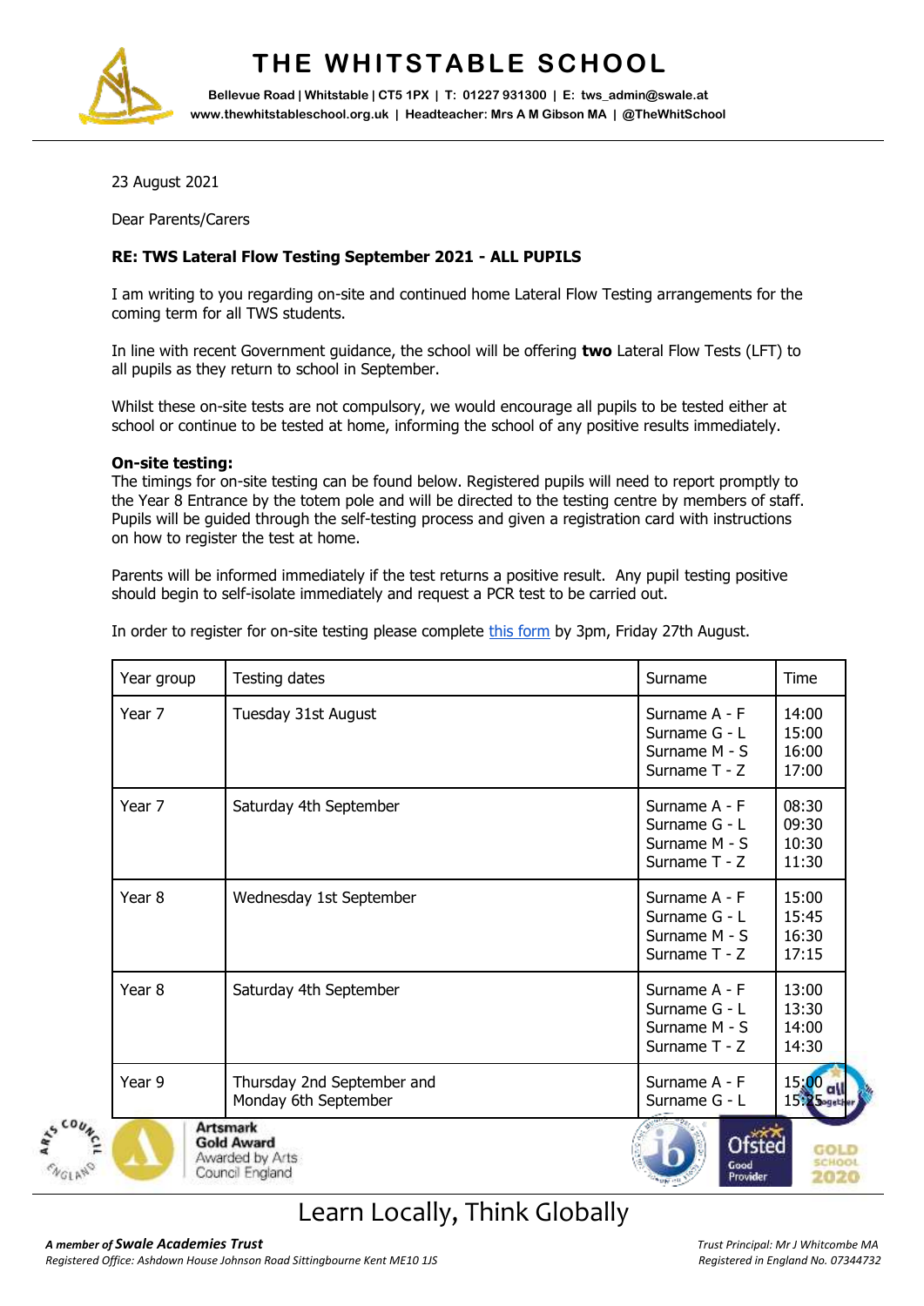# THE WHITSTABLE SCHOOL

**Bellevue Road | Whitstable | CT5 1PX | T: 01227 931300 | E: tws_admin@swale.at**
**www.thewhitstableschool.org.uk | Headteacher: Mrs A M Gibson MA | @TheWhitSchool**

23 August 2021

Dear Parents/Carers

**RE: TWS Lateral Flow Testing September 2021 - ALL PUPILS**

I am writing to you regarding on-site and continued home Lateral Flow Testing arrangements for the coming term for all TWS students.

In line with recent Government guidance, the school will be offering **two** Lateral Flow Tests (LFT) to all pupils as they return to school in September.

Whilst these on-site tests are not compulsory, we would encourage all pupils to be tested either at school or continue to be tested at home, informing the school of any positive results immediately.

**On-site testing:**
The timings for on-site testing can be found below. Registered pupils will need to report promptly to the Year 8 Entrance by the totem pole and will be directed to the testing centre by members of staff. Pupils will be guided through the self-testing process and given a registration card with instructions on how to register the test at home.

Parents will be informed immediately if the test returns a positive result. Any pupil testing positive should begin to self-isolate immediately and request a PCR test to be carried out.

In order to register for on-site testing please complete this form by 3pm, Friday 27th August.

| Year group | Testing dates | Surname | Time |
|---|---|---|---|
| Year 7 | Tuesday 31st August | Surname A - F<br>Surname G - L<br>Surname M - S<br>Surname T - Z | 14:00<br>15:00<br>16:00<br>17:00 |
| Year 7 | Saturday 4th September | Surname A - F<br>Surname G - L<br>Surname M - S<br>Surname T - Z | 08:30<br>09:30<br>10:30<br>11:30 |
| Year 8 | Wednesday 1st September | Surname A - F<br>Surname G - L<br>Surname M - S<br>Surname T - Z | 15:00<br>15:45<br>16:30<br>17:15 |
| Year 8 | Saturday 4th September | Surname A - F<br>Surname G - L<br>Surname M - S<br>Surname T - Z | 13:00<br>13:30<br>14:00<br>14:30 |
| Year 9 | Thursday 2nd September and Monday 6th September | Surname A - F<br>Surname G - L | 15:00<br>15:25 |

Artsmark Gold Award Awarded by Arts Council England

Learn Locally, Think Globally

*A member of* ***Swale Academies Trust***
*Registered Office: Ashdown House Johnson Road Sittingbourne Kent ME10 1JS*

*Trust Principal: Mr J Whitcombe MA*
*Registered in England No. 07344732*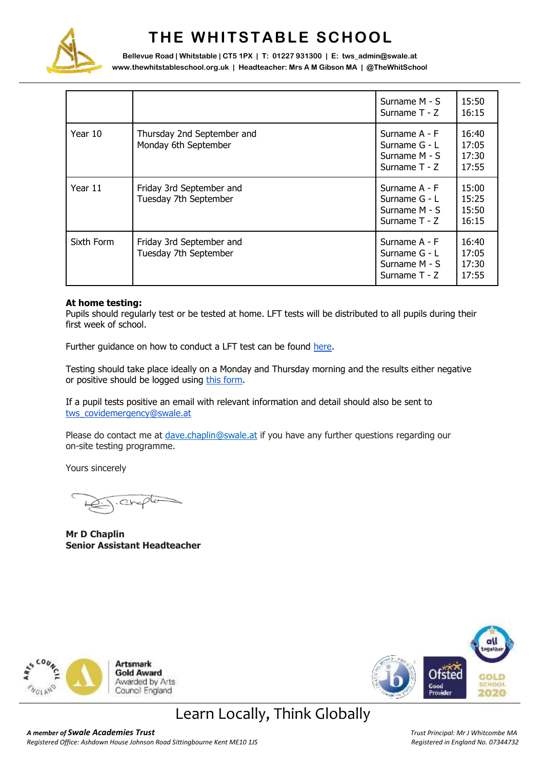| | | | |
|---|---|---|---|
| | | Surname M - S<br>Surname T - Z | 15:50<br>16:15 |
| Year 10 | Thursday 2nd September and<br>Monday 6th September | Surname A - F<br>Surname G - L<br>Surname M - S<br>Surname T - Z | 16:40<br>17:05<br>17:30<br>17:55 |
| Year 11 | Friday 3rd September and<br>Tuesday 7th September | Surname A - F<br>Surname G - L<br>Surname M - S<br>Surname T - Z | 15:00<br>15:25<br>15:50<br>16:15 |
| Sixth Form | Friday 3rd September and<br>Tuesday 7th September | Surname A - F<br>Surname G - L<br>Surname M - S<br>Surname T - Z | 16:40<br>17:05<br>17:30<br>17:55 |

**At home testing:**
Pupils should regularly test or be tested at home. LFT tests will be distributed to all pupils during their first week of school.

Further guidance on how to conduct a LFT test can be found here.

Testing should take place ideally on a Monday and Thursday morning and the results either negative or positive should be logged using this form.

If a pupil tests positive an email with relevant information and detail should also be sent to tws_covidemergency@swale.at

Please do contact me at dave.chaplin@swale.at if you have any further questions regarding our on-site testing programme.

Yours sincerely

**Mr D Chaplin**
**Senior Assistant Headteacher**